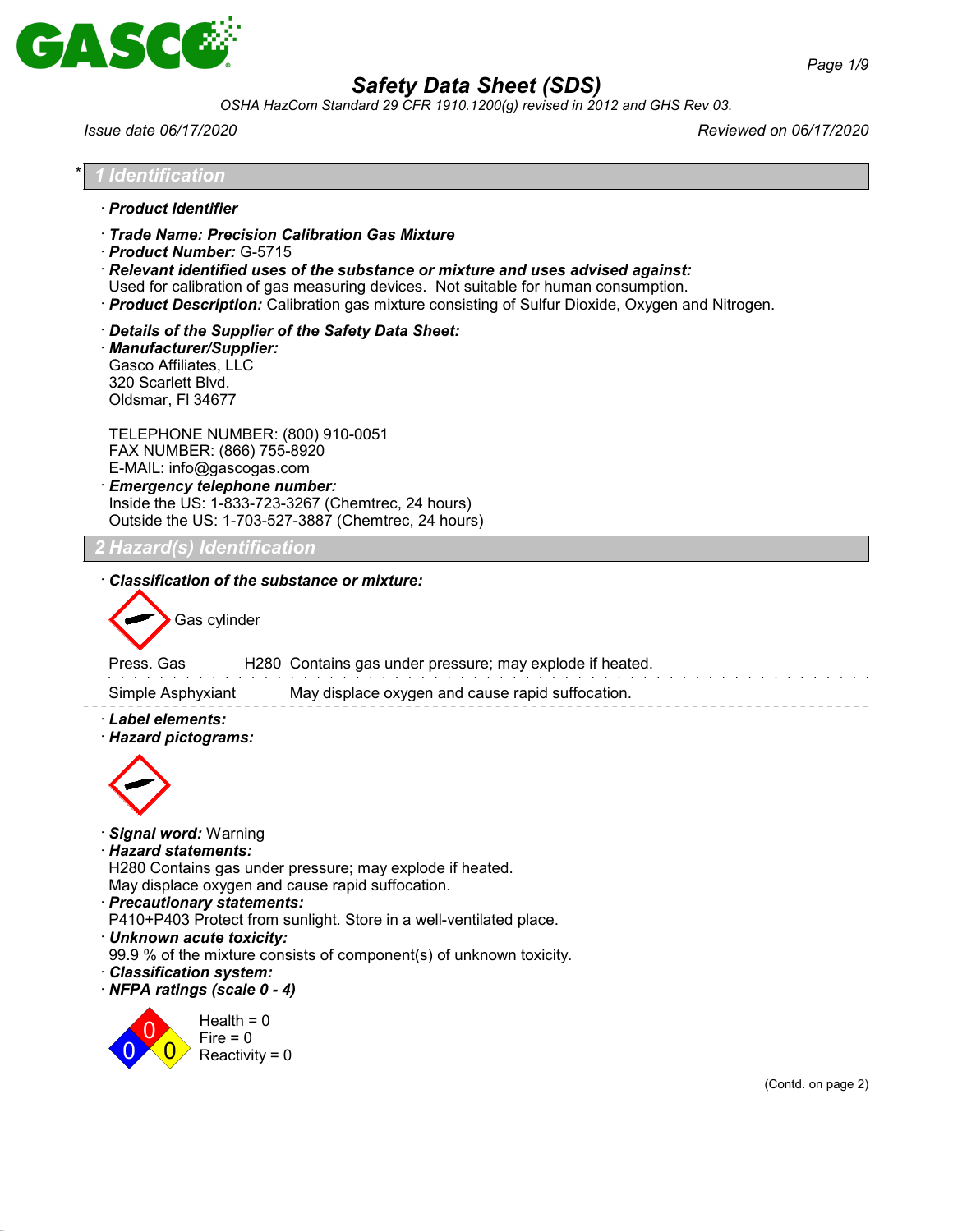# Safety Data Sheet (SDS)

*OSHA HazCom Standard 29 CFR 1910.1200(g) revised in 2012 and GHS Rev 03.*

*Issue date 06/17/2020* *Reviewed on 06/17/2020*

## * 1 Identification

· **Product Identifier**

· **Trade Name: Precision Calibration Gas Mixture**
· **Product Number:** G-5715
· **Relevant identified uses of the substance or mixture and uses advised against:**
Used for calibration of gas measuring devices. Not suitable for human consumption.
· **Product Description:** Calibration gas mixture consisting of Sulfur Dioxide, Oxygen and Nitrogen.

· **Details of the Supplier of the Safety Data Sheet:**
· **Manufacturer/Supplier:**
Gasco Affiliates, LLC
320 Scarlett Blvd.
Oldsmar, Fl 34677

TELEPHONE NUMBER: (800) 910-0051
FAX NUMBER: (866) 755-8920
E-MAIL: info@gascogas.com
· **Emergency telephone number:**
Inside the US: 1-833-723-3267 (Chemtrec, 24 hours)
Outside the US: 1-703-527-3887 (Chemtrec, 24 hours)

## 2 Hazard(s) Identification

· **Classification of the substance or mixture:**

Gas cylinder

| | | |
|---|---|---|
| Press. Gas | H280 | Contains gas under pressure; may explode if heated. |
| Simple Asphyxiant | | May displace oxygen and cause rapid suffocation. |

· **Label elements:**
· **Hazard pictograms:**

· **Signal word:** Warning
· **Hazard statements:**
H280 Contains gas under pressure; may explode if heated.
May displace oxygen and cause rapid suffocation.
· **Precautionary statements:**
P410+P403 Protect from sunlight. Store in a well-ventilated place.
· **Unknown acute toxicity:**
99.9 % of the mixture consists of component(s) of unknown toxicity.
· **Classification system:**
· **NFPA ratings (scale 0 - 4)**

Health = 0
Fire = 0
Reactivity = 0

(Contd. on page 2)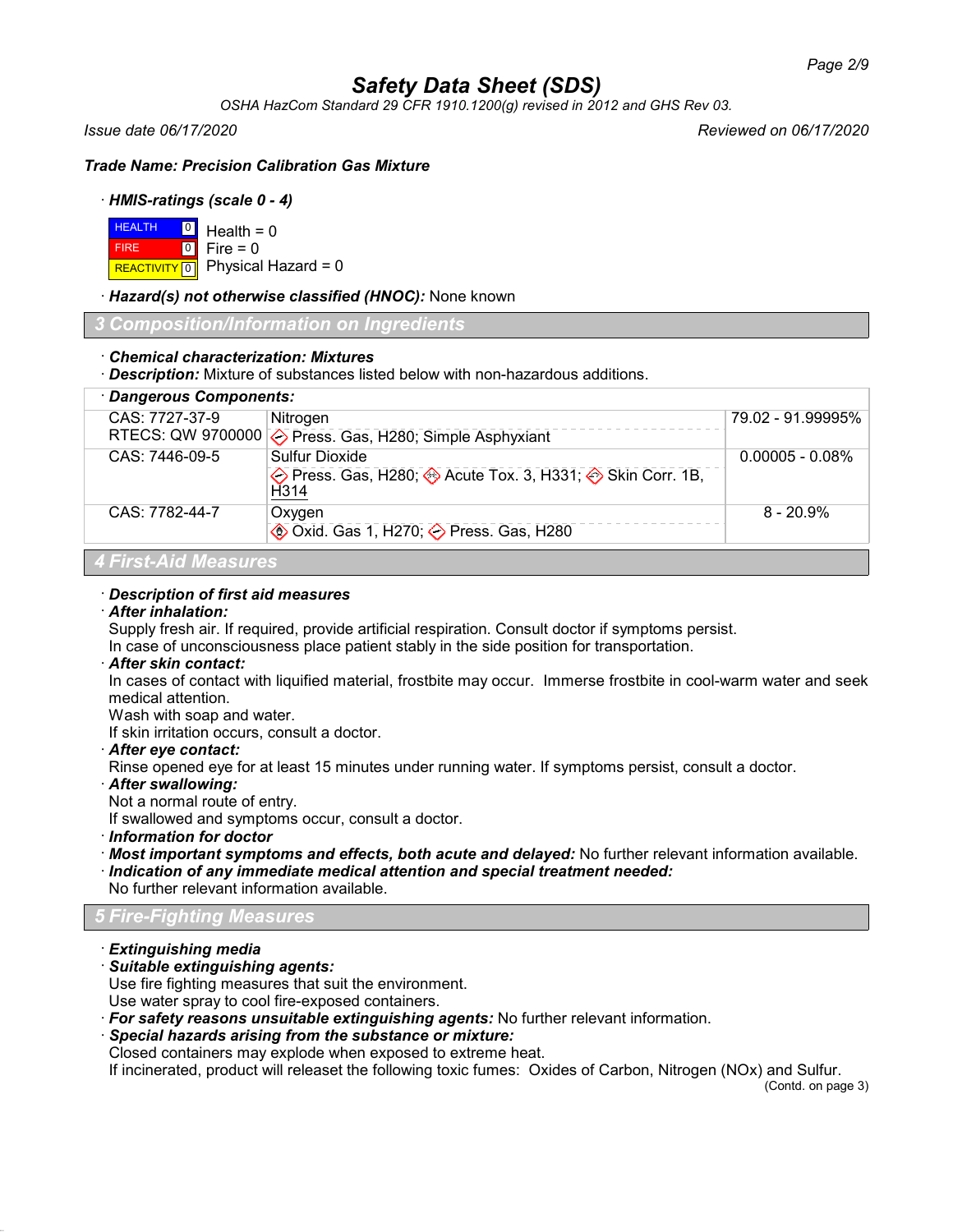# Safety Data Sheet (SDS)

*OSHA HazCom Standard 29 CFR 1910.1200(g) revised in 2012 and GHS Rev 03.*

*Issue date 06/17/2020* *Reviewed on 06/17/2020*

***Trade Name: Precision Calibration Gas Mixture***

· ***HMIS-ratings (scale 0 - 4)***

| | | |
|---|---|---|
| HEALTH | 0 | Health = 0 |
| FIRE | 0 | Fire = 0 |
| REACTIVITY | 0 | Physical Hazard = 0 |

· ***Hazard(s) not otherwise classified (HNOC):*** None known

## 3 Composition/Information on Ingredients

· ***Chemical characterization: Mixtures***

· ***Description:*** Mixture of substances listed below with non-hazardous additions.

· ***Dangerous Components:***

| | | |
|---|---|---|
| CAS: 7727-37-9<br>RTECS: QW 9700000 | Nitrogen<br>Press. Gas, H280; Simple Asphyxiant | 79.02 - 91.99995% |
| CAS: 7446-09-5 | Sulfur Dioxide<br>Press. Gas, H280; Acute Tox. 3, H331; Skin Corr. 1B, H314 | 0.00005 - 0.08% |
| CAS: 7782-44-7 | Oxygen<br>Oxid. Gas 1, H270; Press. Gas, H280 | 8 - 20.9% |

## 4 First-Aid Measures

· ***Description of first aid measures***

· ***After inhalation:***

Supply fresh air. If required, provide artificial respiration. Consult doctor if symptoms persist.

In case of unconsciousness place patient stably in the side position for transportation.

· ***After skin contact:***

In cases of contact with liquified material, frostbite may occur. Immerse frostbite in cool-warm water and seek medical attention.

Wash with soap and water.

If skin irritation occurs, consult a doctor.

· ***After eye contact:***

Rinse opened eye for at least 15 minutes under running water. If symptoms persist, consult a doctor.

· ***After swallowing:***

Not a normal route of entry.

If swallowed and symptoms occur, consult a doctor.

· ***Information for doctor***

· ***Most important symptoms and effects, both acute and delayed:*** No further relevant information available.

· ***Indication of any immediate medical attention and special treatment needed:***

No further relevant information available.

## 5 Fire-Fighting Measures

· ***Extinguishing media***

· ***Suitable extinguishing agents:***

Use fire fighting measures that suit the environment.

Use water spray to cool fire-exposed containers.

· ***For safety reasons unsuitable extinguishing agents:*** No further relevant information.

· ***Special hazards arising from the substance or mixture:***

Closed containers may explode when exposed to extreme heat.

If incinerated, product will releaset the following toxic fumes: Oxides of Carbon, Nitrogen (NOx) and Sulfur.

(Contd. on page 3)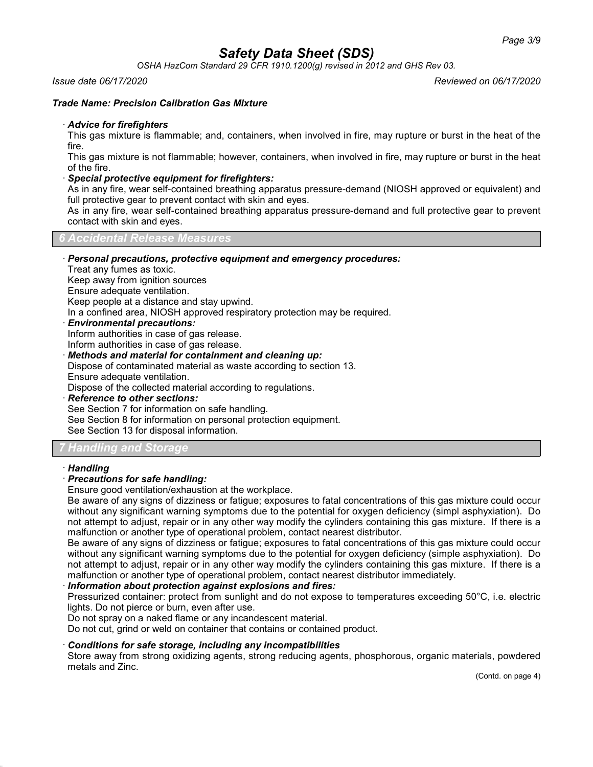**Trade Name: Precision Calibration Gas Mixture**

· ***Advice for firefighters***

This gas mixture is flammable; and, containers, when involved in fire, may rupture or burst in the heat of the fire.

This gas mixture is not flammable; however, containers, when involved in fire, may rupture or burst in the heat of the fire.

· ***Special protective equipment for firefighters:***

As in any fire, wear self-contained breathing apparatus pressure-demand (NIOSH approved or equivalent) and full protective gear to prevent contact with skin and eyes.

As in any fire, wear self-contained breathing apparatus pressure-demand and full protective gear to prevent contact with skin and eyes.

## 6 Accidental Release Measures

· ***Personal precautions, protective equipment and emergency procedures:***

Treat any fumes as toxic.
Keep away from ignition sources
Ensure adequate ventilation.
Keep people at a distance and stay upwind.
In a confined area, NIOSH approved respiratory protection may be required.

· ***Environmental precautions:***

Inform authorities in case of gas release.
Inform authorities in case of gas release.

· ***Methods and material for containment and cleaning up:***

Dispose of contaminated material as waste according to section 13.
Ensure adequate ventilation.
Dispose of the collected material according to regulations.

· ***Reference to other sections:***

See Section 7 for information on safe handling.
See Section 8 for information on personal protection equipment.
See Section 13 for disposal information.

## 7 Handling and Storage

· ***Handling***

· ***Precautions for safe handling:***

Ensure good ventilation/exhaustion at the workplace.

Be aware of any signs of dizziness or fatigue; exposures to fatal concentrations of this gas mixture could occur without any significant warning symptoms due to the potential for oxygen deficiency (simpl asphyxiation). Do not attempt to adjust, repair or in any other way modify the cylinders containing this gas mixture. If there is a malfunction or another type of operational problem, contact nearest distributor.

Be aware of any signs of dizziness or fatigue; exposures to fatal concentrations of this gas mixture could occur without any significant warning symptoms due to the potential for oxygen deficiency (simple asphyxiation). Do not attempt to adjust, repair or in any other way modify the cylinders containing this gas mixture. If there is a malfunction or another type of operational problem, contact nearest distributor immediately.

· ***Information about protection against explosions and fires:***

Pressurized container: protect from sunlight and do not expose to temperatures exceeding 50°C, i.e. electric lights. Do not pierce or burn, even after use.

Do not spray on a naked flame or any incandescent material.

Do not cut, grind or weld on container that contains or contained product.

· ***Conditions for safe storage, including any incompatibilities***

Store away from strong oxidizing agents, strong reducing agents, phosphorous, organic materials, powdered metals and Zinc.

(Contd. on page 4)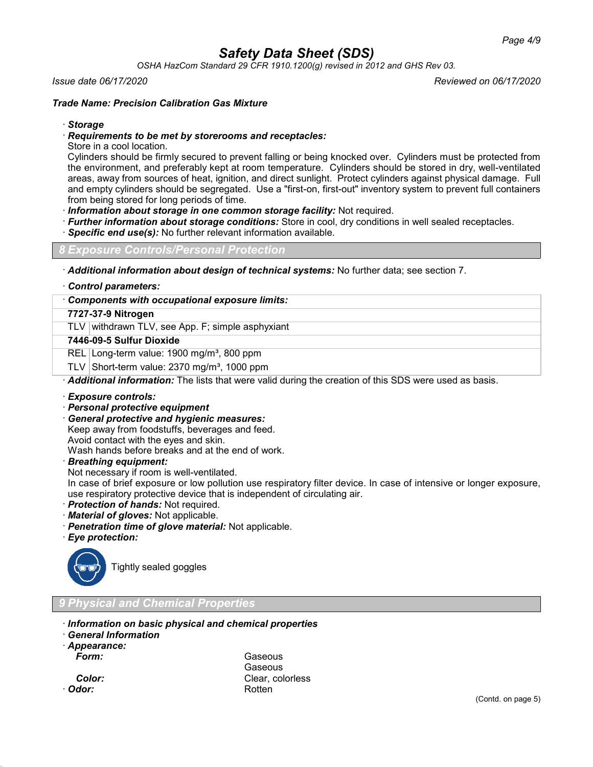**Safety Data Sheet (SDS)**

*OSHA HazCom Standard 29 CFR 1910.1200(g) revised in 2012 and GHS Rev 03.*

*Issue date 06/17/2020* *Reviewed on 06/17/2020*

***Trade Name: Precision Calibration Gas Mixture***

· ***Storage***

· ***Requirements to be met by storerooms and receptacles:***

Store in a cool location.

Cylinders should be firmly secured to prevent falling or being knocked over. Cylinders must be protected from the environment, and preferably kept at room temperature. Cylinders should be stored in dry, well-ventilated areas, away from sources of heat, ignition, and direct sunlight. Protect cylinders against physical damage. Full and empty cylinders should be segregated. Use a "first-on, first-out" inventory system to prevent full containers from being stored for long periods of time.

· ***Information about storage in one common storage facility:*** Not required.

· ***Further information about storage conditions:*** Store in cool, dry conditions in well sealed receptacles.

· ***Specific end use(s):*** No further relevant information available.

## 8 Exposure Controls/Personal Protection

· ***Additional information about design of technical systems:*** No further data; see section 7.

· ***Control parameters:***

| · ***Components with occupational exposure limits:*** | |
|---|---|
| **7727-37-9 Nitrogen** | |
| TLV | withdrawn TLV, see App. F; simple asphyxiant |
| **7446-09-5 Sulfur Dioxide** | |
| REL | Long-term value: 1900 mg/m³, 800 ppm |
| TLV | Short-term value: 2370 mg/m³, 1000 ppm |

· ***Additional information:*** The lists that were valid during the creation of this SDS were used as basis.

· ***Exposure controls:***

· ***Personal protective equipment***

· ***General protective and hygienic measures:***

Keep away from foodstuffs, beverages and feed.
Avoid contact with the eyes and skin.
Wash hands before breaks and at the end of work.

· ***Breathing equipment:***

Not necessary if room is well-ventilated.
In case of brief exposure or low pollution use respiratory filter device. In case of intensive or longer exposure, use respiratory protective device that is independent of circulating air.

· ***Protection of hands:*** Not required.

· ***Material of gloves:*** Not applicable.

· ***Penetration time of glove material:*** Not applicable.

· ***Eye protection:***

Tightly sealed goggles

## 9 Physical and Chemical Properties

· ***Information on basic physical and chemical properties***

· ***General Information***

· ***Appearance:***

***Form:*** Gaseous
Gaseous

***Color:*** Clear, colorless

· ***Odor:*** Rotten

(Contd. on page 5)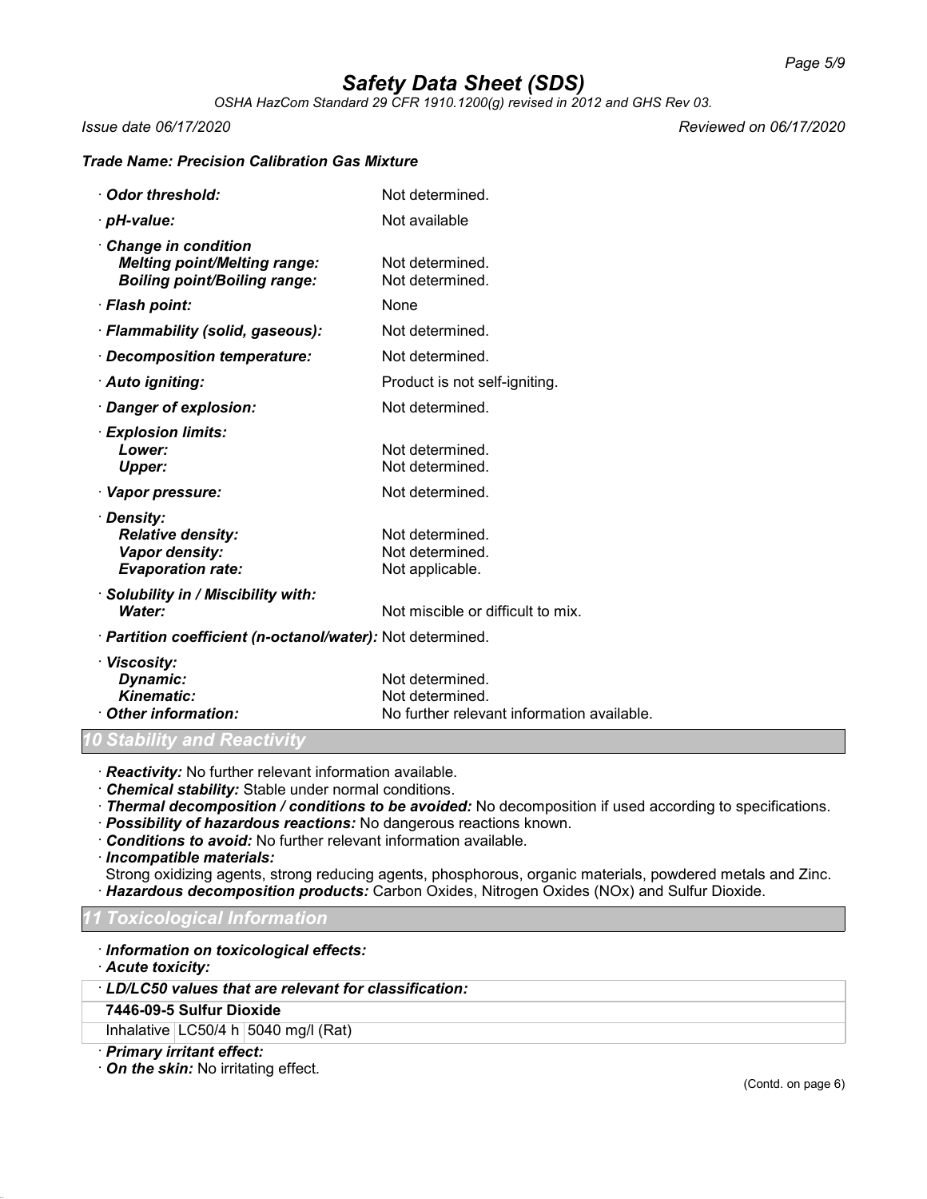**Trade Name: Precision Calibration Gas Mixture**

| | |
|---|---|
| · **Odor threshold:** | Not determined. |
| · **pH-value:** | Not available |
| · **Change in condition** | |
| **Melting point/Melting range:** | Not determined. |
| **Boiling point/Boiling range:** | Not determined. |
| · **Flash point:** | None |
| · **Flammability (solid, gaseous):** | Not determined. |
| · **Decomposition temperature:** | Not determined. |
| · **Auto igniting:** | Product is not self-igniting. |
| · **Danger of explosion:** | Not determined. |
| · **Explosion limits:** | |
| **Lower:** | Not determined. |
| **Upper:** | Not determined. |
| · **Vapor pressure:** | Not determined. |
| · **Density:** | |
| **Relative density:** | Not determined. |
| **Vapor density:** | Not determined. |
| **Evaporation rate:** | Not applicable. |
| · **Solubility in / Miscibility with:** | |
| **Water:** | Not miscible or difficult to mix. |
| · **Partition coefficient (n-octanol/water):** | Not determined. |
| · **Viscosity:** | |
| **Dynamic:** | Not determined. |
| **Kinematic:** | Not determined. |
| · **Other information:** | No further relevant information available. |

## 10 Stability and Reactivity

· **Reactivity:** No further relevant information available.
· **Chemical stability:** Stable under normal conditions.
· **Thermal decomposition / conditions to be avoided:** No decomposition if used according to specifications.
· **Possibility of hazardous reactions:** No dangerous reactions known.
· **Conditions to avoid:** No further relevant information available.
· **Incompatible materials:**
Strong oxidizing agents, strong reducing agents, phosphorous, organic materials, powdered metals and Zinc.
· **Hazardous decomposition products:** Carbon Oxides, Nitrogen Oxides (NOx) and Sulfur Dioxide.

## 11 Toxicological Information

· **Information on toxicological effects:**
· **Acute toxicity:**

| · **LD/LC50 values that are relevant for classification:** | | |
|---|---|---|
| **7446-09-5 Sulfur Dioxide** | | |
| Inhalative | LC50/4 h | 5040 mg/l (Rat) |

· **Primary irritant effect:**
· **On the skin:** No irritating effect.

(Contd. on page 6)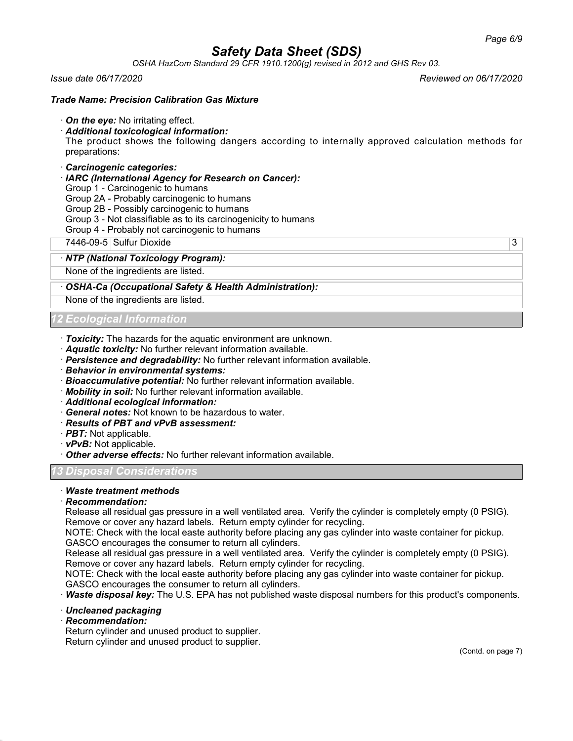## Trade Name: Precision Calibration Gas Mixture

· ***On the eye:*** No irritating effect.

· ***Additional toxicological information:***

The product shows the following dangers according to internally approved calculation methods for preparations:

· ***Carcinogenic categories:***

· ***IARC (International Agency for Research on Cancer):***

Group 1 - Carcinogenic to humans
Group 2A - Probably carcinogenic to humans
Group 2B - Possibly carcinogenic to humans
Group 3 - Not classifiable as to its carcinogenicity to humans
Group 4 - Probably not carcinogenic to humans

| | | |
|---|---|---|
| 7446-09-5 | Sulfur Dioxide | 3 |

· ***NTP (National Toxicology Program):***

None of the ingredients are listed.

· ***OSHA-Ca (Occupational Safety & Health Administration):***

None of the ingredients are listed.

## 12 Ecological Information

· ***Toxicity:*** The hazards for the aquatic environment are unknown.
· ***Aquatic toxicity:*** No further relevant information available.
· ***Persistence and degradability:*** No further relevant information available.
· ***Behavior in environmental systems:***
· ***Bioaccumulative potential:*** No further relevant information available.
· ***Mobility in soil:*** No further relevant information available.
· ***Additional ecological information:***
· ***General notes:*** Not known to be hazardous to water.
· ***Results of PBT and vPvB assessment:***
· ***PBT:*** Not applicable.
· ***vPvB:*** Not applicable.
· ***Other adverse effects:*** No further relevant information available.

## 13 Disposal Considerations

· ***Waste treatment methods***

· ***Recommendation:***

Release all residual gas pressure in a well ventilated area. Verify the cylinder is completely empty (0 PSIG). Remove or cover any hazard labels. Return empty cylinder for recycling.
NOTE: Check with the local easte authority before placing any gas cylinder into waste container for pickup.
GASCO encourages the consumer to return all cylinders.
Release all residual gas pressure in a well ventilated area. Verify the cylinder is completely empty (0 PSIG). Remove or cover any hazard labels. Return empty cylinder for recycling.
NOTE: Check with the local easte authority before placing any gas cylinder into waste container for pickup.
GASCO encourages the consumer to return all cylinders.

· ***Waste disposal key:*** The U.S. EPA has not published waste disposal numbers for this product's components.

· ***Uncleaned packaging***

· ***Recommendation:***

Return cylinder and unused product to supplier.
Return cylinder and unused product to supplier.

(Contd. on page 7)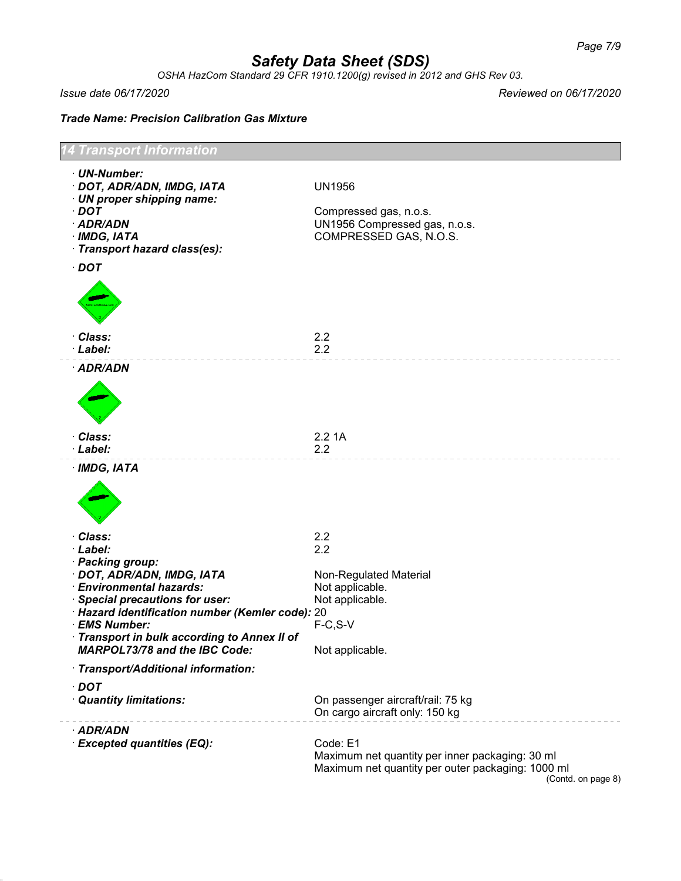# Safety Data Sheet (SDS)

*OSHA HazCom Standard 29 CFR 1910.1200(g) revised in 2012 and GHS Rev 03.*

*Issue date 06/17/2020* — *Reviewed on 06/17/2020*

**Trade Name: Precision Calibration Gas Mixture**

## 14 Transport Information

· **UN-Number:**
· **DOT, ADR/ADN, IMDG, IATA** — UN1956
· **UN proper shipping name:**
· **DOT** — Compressed gas, n.o.s.
· **ADR/ADN** — UN1956 Compressed gas, n.o.s.
· **IMDG, IATA** — COMPRESSED GAS, N.O.S.
· **Transport hazard class(es):**

· **DOT**

· **Class:** — 2.2
· **Label:** — 2.2

---

· **ADR/ADN**

· **Class:** — 2.2 1A
· **Label:** — 2.2

---

· **IMDG, IATA**

· **Class:** — 2.2
· **Label:** — 2.2
· **Packing group:**
· **DOT, ADR/ADN, IMDG, IATA** — Non-Regulated Material
· **Environmental hazards:** — Not applicable.
· **Special precautions for user:** — Not applicable.
· **Hazard identification number (Kemler code):** 20
· **EMS Number:** — F-C,S-V
· **Transport in bulk according to Annex II of MARPOL73/78 and the IBC Code:** — Not applicable.

· **Transport/Additional information:**

· **DOT**
· **Quantity limitations:** — On passenger aircraft/rail: 75 kg
On cargo aircraft only: 150 kg

---

· **ADR/ADN**
· **Excepted quantities (EQ):** — Code: E1
Maximum net quantity per inner packaging: 30 ml
Maximum net quantity per outer packaging: 1000 ml

(Contd. on page 8)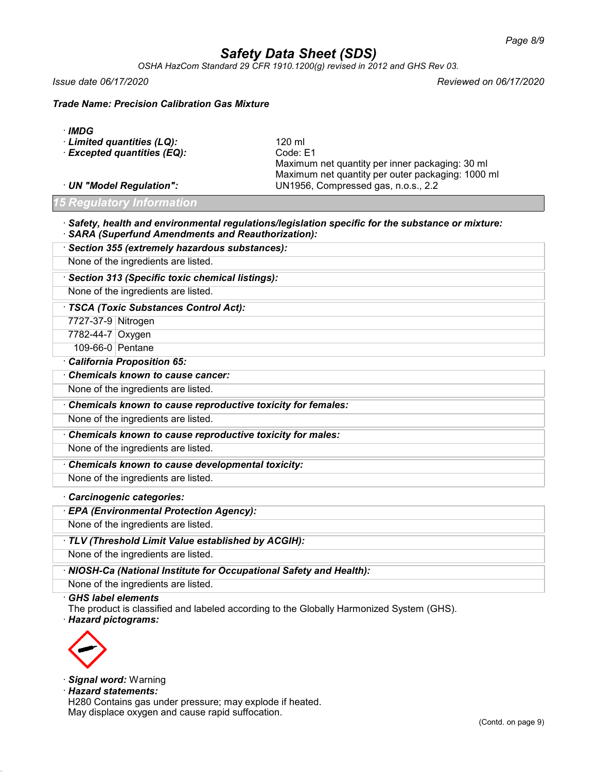· **IMDG**

· **Limited quantities (LQ):** 120 ml

· **Excepted quantities (EQ):** Code: E1
Maximum net quantity per inner packaging: 30 ml
Maximum net quantity per outer packaging: 1000 ml

· **UN "Model Regulation":** UN1956, Compressed gas, n.o.s., 2.2

## 15 Regulatory Information

· ***Safety, health and environmental regulations/legislation specific for the substance or mixture:***

· ***SARA (Superfund Amendments and Reauthorization):***

· ***Section 355 (extremely hazardous substances):***

None of the ingredients are listed.

· ***Section 313 (Specific toxic chemical listings):***

None of the ingredients are listed.

· ***TSCA (Toxic Substances Control Act):***

| | |
|---|---|
| 7727-37-9 | Nitrogen |
| 7782-44-7 | Oxygen |
| 109-66-0 | Pentane |

· ***California Proposition 65:***

· ***Chemicals known to cause cancer:***

None of the ingredients are listed.

· ***Chemicals known to cause reproductive toxicity for females:***

None of the ingredients are listed.

· ***Chemicals known to cause reproductive toxicity for males:***

None of the ingredients are listed.

· ***Chemicals known to cause developmental toxicity:***

None of the ingredients are listed.

· ***Carcinogenic categories:***

· ***EPA (Environmental Protection Agency):***

None of the ingredients are listed.

· ***TLV (Threshold Limit Value established by ACGIH):***

None of the ingredients are listed.

· ***NIOSH-Ca (National Institute for Occupational Safety and Health):***

None of the ingredients are listed.

· ***GHS label elements***

The product is classified and labeled according to the Globally Harmonized System (GHS).

· ***Hazard pictograms:***

· ***Signal word:*** Warning

· ***Hazard statements:***

H280 Contains gas under pressure; may explode if heated.
May displace oxygen and cause rapid suffocation.

(Contd. on page 9)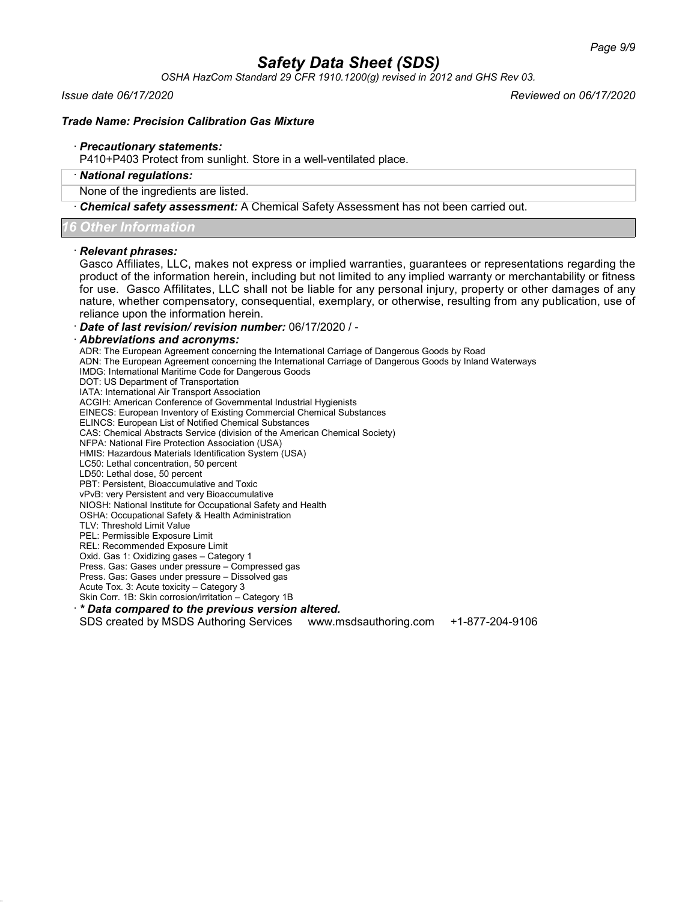**Trade Name: Precision Calibration Gas Mixture**

· ***Precautionary statements:***
P410+P403 Protect from sunlight. Store in a well-ventilated place.

· ***National regulations:***
None of the ingredients are listed.

· ***Chemical safety assessment:*** A Chemical Safety Assessment has not been carried out.

## 16 Other Information

· ***Relevant phrases:***
Gasco Affiliates, LLC, makes not express or implied warranties, guarantees or representations regarding the product of the information herein, including but not limited to any implied warranty or merchantability or fitness for use. Gasco Affilitates, LLC shall not be liable for any personal injury, property or other damages of any nature, whether compensatory, consequential, exemplary, or otherwise, resulting from any publication, use of reliance upon the information herein.

· ***Date of last revision/ revision number:*** 06/17/2020 / -

· ***Abbreviations and acronyms:***
ADR: The European Agreement concerning the International Carriage of Dangerous Goods by Road
ADN: The European Agreement concerning the International Carriage of Dangerous Goods by Inland Waterways
IMDG: International Maritime Code for Dangerous Goods
DOT: US Department of Transportation
IATA: International Air Transport Association
ACGIH: American Conference of Governmental Industrial Hygienists
EINECS: European Inventory of Existing Commercial Chemical Substances
ELINCS: European List of Notified Chemical Substances
CAS: Chemical Abstracts Service (division of the American Chemical Society)
NFPA: National Fire Protection Association (USA)
HMIS: Hazardous Materials Identification System (USA)
LC50: Lethal concentration, 50 percent
LD50: Lethal dose, 50 percent
PBT: Persistent, Bioaccumulative and Toxic
vPvB: very Persistent and very Bioaccumulative
NIOSH: National Institute for Occupational Safety and Health
OSHA: Occupational Safety & Health Administration
TLV: Threshold Limit Value
PEL: Permissible Exposure Limit
REL: Recommended Exposure Limit
Oxid. Gas 1: Oxidizing gases – Category 1
Press. Gas: Gases under pressure – Compressed gas
Press. Gas: Gases under pressure – Dissolved gas
Acute Tox. 3: Acute toxicity – Category 3
Skin Corr. 1B: Skin corrosion/irritation – Category 1B

· ***\* Data compared to the previous version altered.***
SDS created by MSDS Authoring Services www.msdsauthoring.com +1-877-204-9106